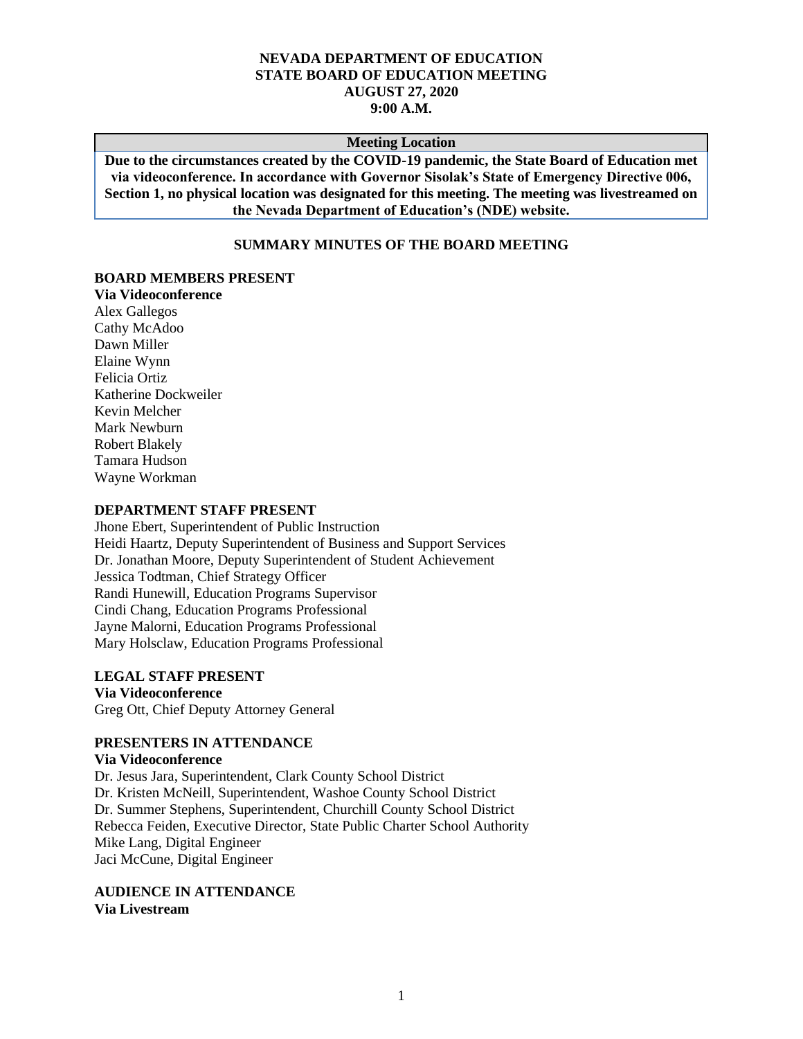# NEVADA DEPARTMENT OF EDUCATION
# STATE BOARD OF EDUCATION MEETING
# AUGUST 27, 2020
# 9:00 A.M.

| Meeting Location |
| --- |
| **Due to the circumstances created by the COVID-19 pandemic, the State Board of Education met via videoconference. In accordance with Governor Sisolak's State of Emergency Directive 006, Section 1, no physical location was designated for this meeting. The meeting was livestreamed on the Nevada Department of Education's (NDE) website.** |

## SUMMARY MINUTES OF THE BOARD MEETING

**BOARD MEMBERS PRESENT**
**Via Videoconference**
Alex Gallegos
Cathy McAdoo
Dawn Miller
Elaine Wynn
Felicia Ortiz
Katherine Dockweiler
Kevin Melcher
Mark Newburn
Robert Blakely
Tamara Hudson
Wayne Workman

**DEPARTMENT STAFF PRESENT**
Jhone Ebert, Superintendent of Public Instruction
Heidi Haartz, Deputy Superintendent of Business and Support Services
Dr. Jonathan Moore, Deputy Superintendent of Student Achievement
Jessica Todtman, Chief Strategy Officer
Randi Hunewill, Education Programs Supervisor
Cindi Chang, Education Programs Professional
Jayne Malorni, Education Programs Professional
Mary Holsclaw, Education Programs Professional

**LEGAL STAFF PRESENT**
**Via Videoconference**
Greg Ott, Chief Deputy Attorney General

**PRESENTERS IN ATTENDANCE**
**Via Videoconference**
Dr. Jesus Jara, Superintendent, Clark County School District
Dr. Kristen McNeill, Superintendent, Washoe County School District
Dr. Summer Stephens, Superintendent, Churchill County School District
Rebecca Feiden, Executive Director, State Public Charter School Authority
Mike Lang, Digital Engineer
Jaci McCune, Digital Engineer

**AUDIENCE IN ATTENDANCE**
**Via Livestream**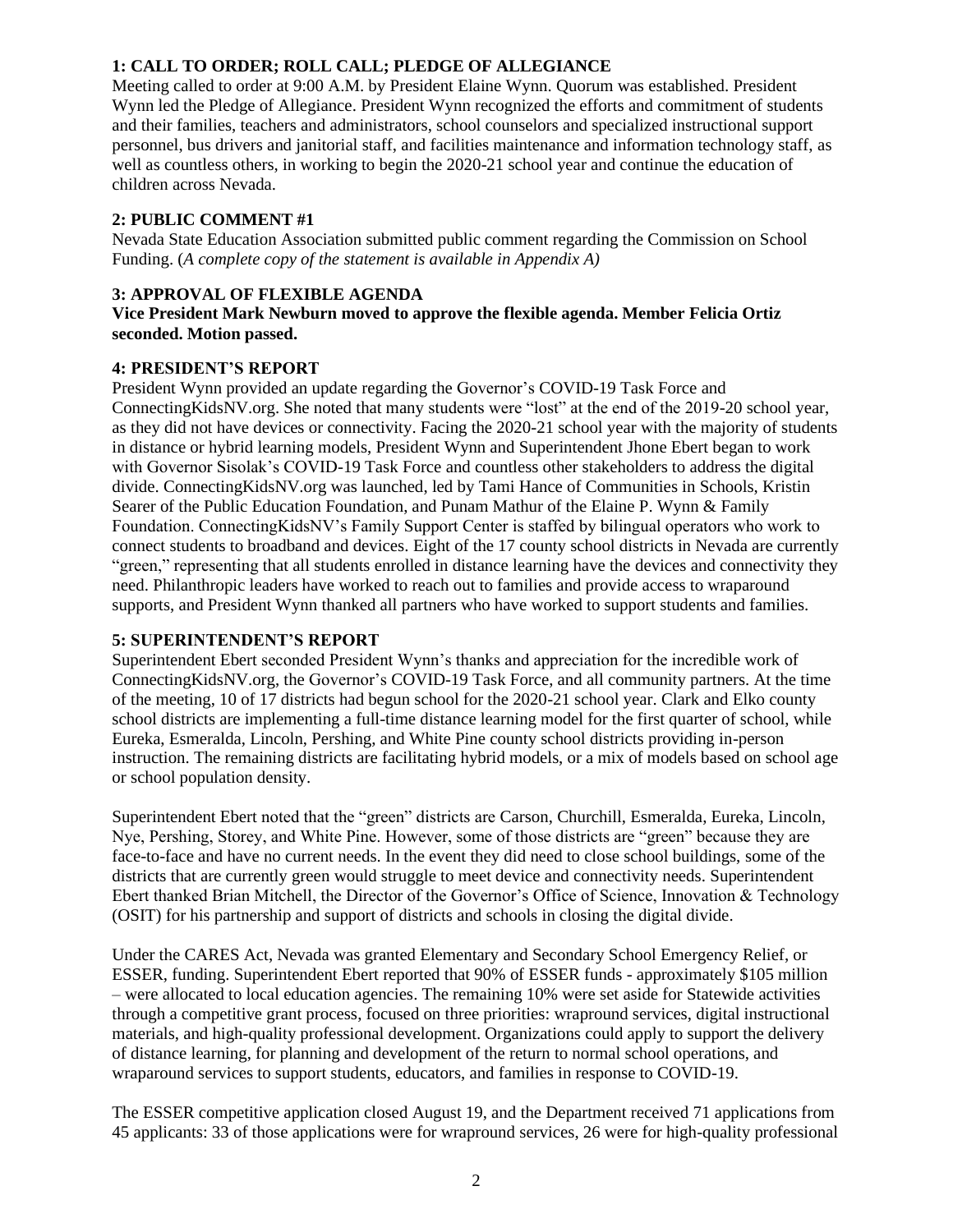## 1: CALL TO ORDER; ROLL CALL; PLEDGE OF ALLEGIANCE

Meeting called to order at 9:00 A.M. by President Elaine Wynn. Quorum was established. President Wynn led the Pledge of Allegiance. President Wynn recognized the efforts and commitment of students and their families, teachers and administrators, school counselors and specialized instructional support personnel, bus drivers and janitorial staff, and facilities maintenance and information technology staff, as well as countless others, in working to begin the 2020-21 school year and continue the education of children across Nevada.

## 2: PUBLIC COMMENT #1

Nevada State Education Association submitted public comment regarding the Commission on School Funding. (*A complete copy of the statement is available in Appendix A)*

## 3: APPROVAL OF FLEXIBLE AGENDA

**Vice President Mark Newburn moved to approve the flexible agenda. Member Felicia Ortiz seconded. Motion passed.**

## 4: PRESIDENT'S REPORT

President Wynn provided an update regarding the Governor's COVID-19 Task Force and ConnectingKidsNV.org. She noted that many students were "lost" at the end of the 2019-20 school year, as they did not have devices or connectivity. Facing the 2020-21 school year with the majority of students in distance or hybrid learning models, President Wynn and Superintendent Jhone Ebert began to work with Governor Sisolak's COVID-19 Task Force and countless other stakeholders to address the digital divide. ConnectingKidsNV.org was launched, led by Tami Hance of Communities in Schools, Kristin Searer of the Public Education Foundation, and Punam Mathur of the Elaine P. Wynn & Family Foundation. ConnectingKidsNV's Family Support Center is staffed by bilingual operators who work to connect students to broadband and devices. Eight of the 17 county school districts in Nevada are currently "green," representing that all students enrolled in distance learning have the devices and connectivity they need. Philanthropic leaders have worked to reach out to families and provide access to wraparound supports, and President Wynn thanked all partners who have worked to support students and families.

## 5: SUPERINTENDENT'S REPORT

Superintendent Ebert seconded President Wynn's thanks and appreciation for the incredible work of ConnectingKidsNV.org, the Governor's COVID-19 Task Force, and all community partners. At the time of the meeting, 10 of 17 districts had begun school for the 2020-21 school year. Clark and Elko county school districts are implementing a full-time distance learning model for the first quarter of school, while Eureka, Esmeralda, Lincoln, Pershing, and White Pine county school districts providing in-person instruction. The remaining districts are facilitating hybrid models, or a mix of models based on school age or school population density.

Superintendent Ebert noted that the "green" districts are Carson, Churchill, Esmeralda, Eureka, Lincoln, Nye, Pershing, Storey, and White Pine. However, some of those districts are "green" because they are face-to-face and have no current needs. In the event they did need to close school buildings, some of the districts that are currently green would struggle to meet device and connectivity needs. Superintendent Ebert thanked Brian Mitchell, the Director of the Governor's Office of Science, Innovation & Technology (OSIT) for his partnership and support of districts and schools in closing the digital divide.

Under the CARES Act, Nevada was granted Elementary and Secondary School Emergency Relief, or ESSER, funding. Superintendent Ebert reported that 90% of ESSER funds - approximately $105 million – were allocated to local education agencies. The remaining 10% were set aside for Statewide activities through a competitive grant process, focused on three priorities: wrapround services, digital instructional materials, and high-quality professional development. Organizations could apply to support the delivery of distance learning, for planning and development of the return to normal school operations, and wraparound services to support students, educators, and families in response to COVID-19.

The ESSER competitive application closed August 19, and the Department received 71 applications from 45 applicants: 33 of those applications were for wrapround services, 26 were for high-quality professional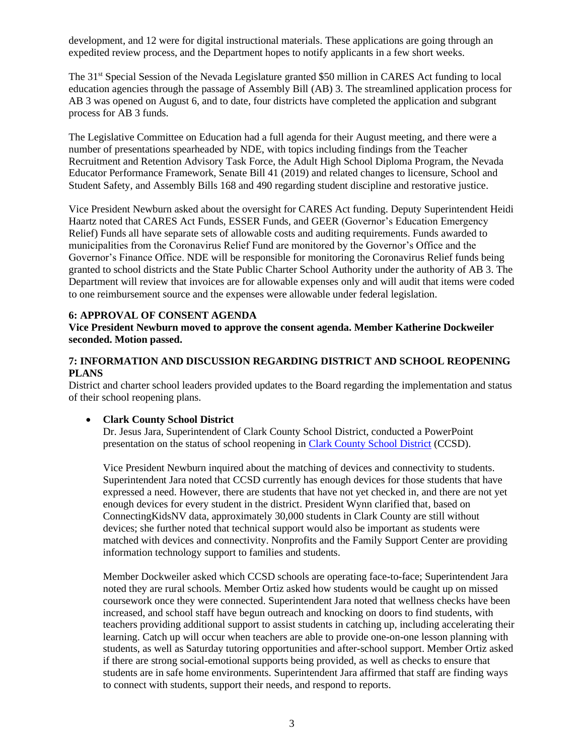development, and 12 were for digital instructional materials. These applications are going through an expedited review process, and the Department hopes to notify applicants in a few short weeks.

The 31st Special Session of the Nevada Legislature granted $50 million in CARES Act funding to local education agencies through the passage of Assembly Bill (AB) 3. The streamlined application process for AB 3 was opened on August 6, and to date, four districts have completed the application and subgrant process for AB 3 funds.

The Legislative Committee on Education had a full agenda for their August meeting, and there were a number of presentations spearheaded by NDE, with topics including findings from the Teacher Recruitment and Retention Advisory Task Force, the Adult High School Diploma Program, the Nevada Educator Performance Framework, Senate Bill 41 (2019) and related changes to licensure, School and Student Safety, and Assembly Bills 168 and 490 regarding student discipline and restorative justice.

Vice President Newburn asked about the oversight for CARES Act funding. Deputy Superintendent Heidi Haartz noted that CARES Act Funds, ESSER Funds, and GEER (Governor's Education Emergency Relief) Funds all have separate sets of allowable costs and auditing requirements. Funds awarded to municipalities from the Coronavirus Relief Fund are monitored by the Governor's Office and the Governor's Finance Office. NDE will be responsible for monitoring the Coronavirus Relief funds being granted to school districts and the State Public Charter School Authority under the authority of AB 3. The Department will review that invoices are for allowable expenses only and will audit that items were coded to one reimbursement source and the expenses were allowable under federal legislation.

**6: APPROVAL OF CONSENT AGENDA**

**Vice President Newburn moved to approve the consent agenda. Member Katherine Dockweiler seconded. Motion passed.**

**7: INFORMATION AND DISCUSSION REGARDING DISTRICT AND SCHOOL REOPENING PLANS**

District and charter school leaders provided updates to the Board regarding the implementation and status of their school reopening plans.

- **Clark County School District**

  Dr. Jesus Jara, Superintendent of Clark County School District, conducted a PowerPoint presentation on the status of school reopening in Clark County School District (CCSD).

  Vice President Newburn inquired about the matching of devices and connectivity to students. Superintendent Jara noted that CCSD currently has enough devices for those students that have expressed a need. However, there are students that have not yet checked in, and there are not yet enough devices for every student in the district. President Wynn clarified that, based on ConnectingKidsNV data, approximately 30,000 students in Clark County are still without devices; she further noted that technical support would also be important as students were matched with devices and connectivity. Nonprofits and the Family Support Center are providing information technology support to families and students.

  Member Dockweiler asked which CCSD schools are operating face-to-face; Superintendent Jara noted they are rural schools. Member Ortiz asked how students would be caught up on missed coursework once they were connected. Superintendent Jara noted that wellness checks have been increased, and school staff have begun outreach and knocking on doors to find students, with teachers providing additional support to assist students in catching up, including accelerating their learning. Catch up will occur when teachers are able to provide one-on-one lesson planning with students, as well as Saturday tutoring opportunities and after-school support. Member Ortiz asked if there are strong social-emotional supports being provided, as well as checks to ensure that students are in safe home environments. Superintendent Jara affirmed that staff are finding ways to connect with students, support their needs, and respond to reports.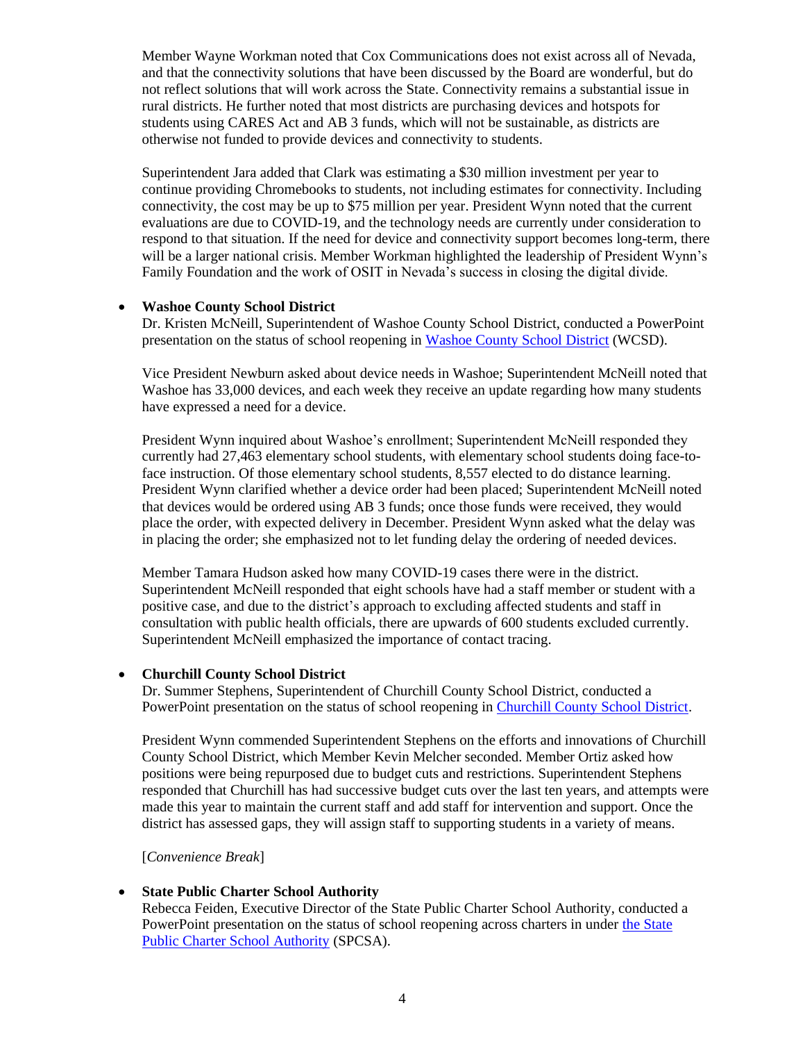Member Wayne Workman noted that Cox Communications does not exist across all of Nevada, and that the connectivity solutions that have been discussed by the Board are wonderful, but do not reflect solutions that will work across the State. Connectivity remains a substantial issue in rural districts. He further noted that most districts are purchasing devices and hotspots for students using CARES Act and AB 3 funds, which will not be sustainable, as districts are otherwise not funded to provide devices and connectivity to students.

Superintendent Jara added that Clark was estimating a $30 million investment per year to continue providing Chromebooks to students, not including estimates for connectivity. Including connectivity, the cost may be up to $75 million per year. President Wynn noted that the current evaluations are due to COVID-19, and the technology needs are currently under consideration to respond to that situation. If the need for device and connectivity support becomes long-term, there will be a larger national crisis. Member Workman highlighted the leadership of President Wynn's Family Foundation and the work of OSIT in Nevada's success in closing the digital divide.

- **Washoe County School District**
  Dr. Kristen McNeill, Superintendent of Washoe County School District, conducted a PowerPoint presentation on the status of school reopening in Washoe County School District (WCSD).

  Vice President Newburn asked about device needs in Washoe; Superintendent McNeill noted that Washoe has 33,000 devices, and each week they receive an update regarding how many students have expressed a need for a device.

  President Wynn inquired about Washoe's enrollment; Superintendent McNeill responded they currently had 27,463 elementary school students, with elementary school students doing face-to-face instruction. Of those elementary school students, 8,557 elected to do distance learning. President Wynn clarified whether a device order had been placed; Superintendent McNeill noted that devices would be ordered using AB 3 funds; once those funds were received, they would place the order, with expected delivery in December. President Wynn asked what the delay was in placing the order; she emphasized not to let funding delay the ordering of needed devices.

  Member Tamara Hudson asked how many COVID-19 cases there were in the district. Superintendent McNeill responded that eight schools have had a staff member or student with a positive case, and due to the district's approach to excluding affected students and staff in consultation with public health officials, there are upwards of 600 students excluded currently. Superintendent McNeill emphasized the importance of contact tracing.

- **Churchill County School District**
  Dr. Summer Stephens, Superintendent of Churchill County School District, conducted a PowerPoint presentation on the status of school reopening in Churchill County School District.

  President Wynn commended Superintendent Stephens on the efforts and innovations of Churchill County School District, which Member Kevin Melcher seconded. Member Ortiz asked how positions were being repurposed due to budget cuts and restrictions. Superintendent Stephens responded that Churchill has had successive budget cuts over the last ten years, and attempts were made this year to maintain the current staff and add staff for intervention and support. Once the district has assessed gaps, they will assign staff to supporting students in a variety of means.

  [*Convenience Break*]

- **State Public Charter School Authority**
  Rebecca Feiden, Executive Director of the State Public Charter School Authority, conducted a PowerPoint presentation on the status of school reopening across charters in under the State Public Charter School Authority (SPCSA).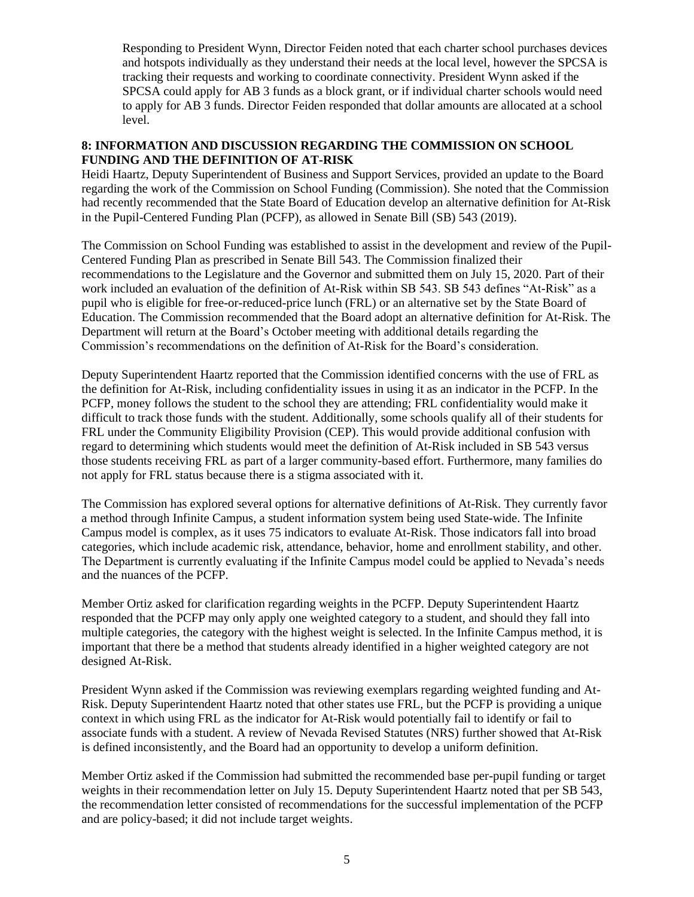Responding to President Wynn, Director Feiden noted that each charter school purchases devices and hotspots individually as they understand their needs at the local level, however the SPCSA is tracking their requests and working to coordinate connectivity. President Wynn asked if the SPCSA could apply for AB 3 funds as a block grant, or if individual charter schools would need to apply for AB 3 funds. Director Feiden responded that dollar amounts are allocated at a school level.

**8: INFORMATION AND DISCUSSION REGARDING THE COMMISSION ON SCHOOL FUNDING AND THE DEFINITION OF AT-RISK**

Heidi Haartz, Deputy Superintendent of Business and Support Services, provided an update to the Board regarding the work of the Commission on School Funding (Commission). She noted that the Commission had recently recommended that the State Board of Education develop an alternative definition for At-Risk in the Pupil-Centered Funding Plan (PCFP), as allowed in Senate Bill (SB) 543 (2019).

The Commission on School Funding was established to assist in the development and review of the Pupil-Centered Funding Plan as prescribed in Senate Bill 543. The Commission finalized their recommendations to the Legislature and the Governor and submitted them on July 15, 2020. Part of their work included an evaluation of the definition of At-Risk within SB 543. SB 543 defines "At-Risk" as a pupil who is eligible for free-or-reduced-price lunch (FRL) or an alternative set by the State Board of Education. The Commission recommended that the Board adopt an alternative definition for At-Risk. The Department will return at the Board's October meeting with additional details regarding the Commission's recommendations on the definition of At-Risk for the Board's consideration.

Deputy Superintendent Haartz reported that the Commission identified concerns with the use of FRL as the definition for At-Risk, including confidentiality issues in using it as an indicator in the PCFP. In the PCFP, money follows the student to the school they are attending; FRL confidentiality would make it difficult to track those funds with the student. Additionally, some schools qualify all of their students for FRL under the Community Eligibility Provision (CEP). This would provide additional confusion with regard to determining which students would meet the definition of At-Risk included in SB 543 versus those students receiving FRL as part of a larger community-based effort. Furthermore, many families do not apply for FRL status because there is a stigma associated with it.

The Commission has explored several options for alternative definitions of At-Risk. They currently favor a method through Infinite Campus, a student information system being used State-wide. The Infinite Campus model is complex, as it uses 75 indicators to evaluate At-Risk. Those indicators fall into broad categories, which include academic risk, attendance, behavior, home and enrollment stability, and other. The Department is currently evaluating if the Infinite Campus model could be applied to Nevada's needs and the nuances of the PCFP.

Member Ortiz asked for clarification regarding weights in the PCFP. Deputy Superintendent Haartz responded that the PCFP may only apply one weighted category to a student, and should they fall into multiple categories, the category with the highest weight is selected. In the Infinite Campus method, it is important that there be a method that students already identified in a higher weighted category are not designed At-Risk.

President Wynn asked if the Commission was reviewing exemplars regarding weighted funding and At-Risk. Deputy Superintendent Haartz noted that other states use FRL, but the PCFP is providing a unique context in which using FRL as the indicator for At-Risk would potentially fail to identify or fail to associate funds with a student. A review of Nevada Revised Statutes (NRS) further showed that At-Risk is defined inconsistently, and the Board had an opportunity to develop a uniform definition.

Member Ortiz asked if the Commission had submitted the recommended base per-pupil funding or target weights in their recommendation letter on July 15. Deputy Superintendent Haartz noted that per SB 543, the recommendation letter consisted of recommendations for the successful implementation of the PCFP and are policy-based; it did not include target weights.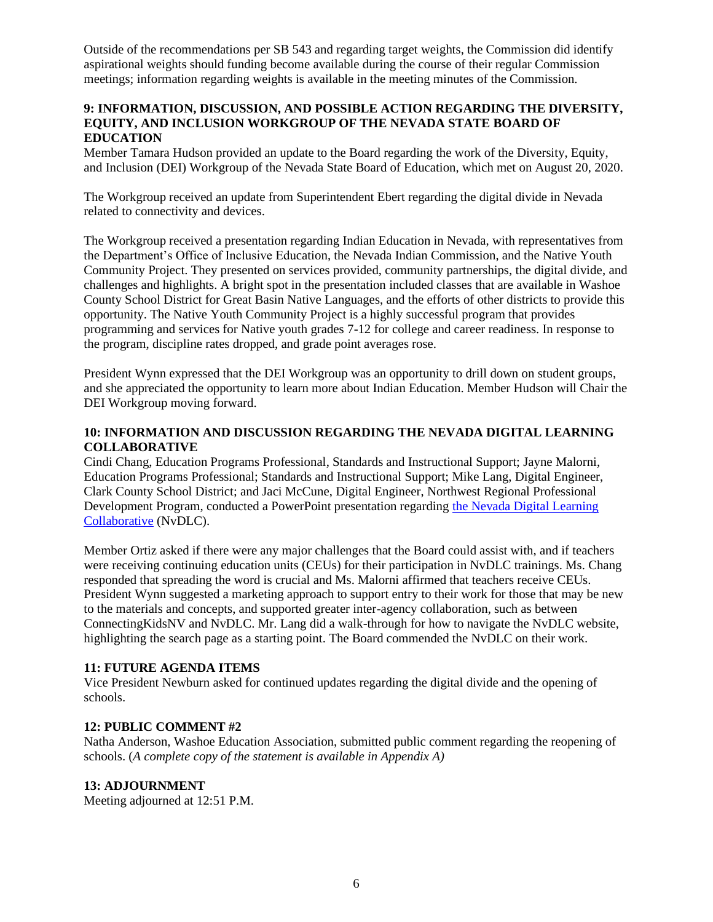Outside of the recommendations per SB 543 and regarding target weights, the Commission did identify aspirational weights should funding become available during the course of their regular Commission meetings; information regarding weights is available in the meeting minutes of the Commission.

**9: INFORMATION, DISCUSSION, AND POSSIBLE ACTION REGARDING THE DIVERSITY, EQUITY, AND INCLUSION WORKGROUP OF THE NEVADA STATE BOARD OF EDUCATION**

Member Tamara Hudson provided an update to the Board regarding the work of the Diversity, Equity, and Inclusion (DEI) Workgroup of the Nevada State Board of Education, which met on August 20, 2020.

The Workgroup received an update from Superintendent Ebert regarding the digital divide in Nevada related to connectivity and devices.

The Workgroup received a presentation regarding Indian Education in Nevada, with representatives from the Department's Office of Inclusive Education, the Nevada Indian Commission, and the Native Youth Community Project. They presented on services provided, community partnerships, the digital divide, and challenges and highlights. A bright spot in the presentation included classes that are available in Washoe County School District for Great Basin Native Languages, and the efforts of other districts to provide this opportunity. The Native Youth Community Project is a highly successful program that provides programming and services for Native youth grades 7-12 for college and career readiness. In response to the program, discipline rates dropped, and grade point averages rose.

President Wynn expressed that the DEI Workgroup was an opportunity to drill down on student groups, and she appreciated the opportunity to learn more about Indian Education. Member Hudson will Chair the DEI Workgroup moving forward.

**10: INFORMATION AND DISCUSSION REGARDING THE NEVADA DIGITAL LEARNING COLLABORATIVE**

Cindi Chang, Education Programs Professional, Standards and Instructional Support; Jayne Malorni, Education Programs Professional; Standards and Instructional Support; Mike Lang, Digital Engineer, Clark County School District; and Jaci McCune, Digital Engineer, Northwest Regional Professional Development Program, conducted a PowerPoint presentation regarding the Nevada Digital Learning Collaborative (NvDLC).

Member Ortiz asked if there were any major challenges that the Board could assist with, and if teachers were receiving continuing education units (CEUs) for their participation in NvDLC trainings. Ms. Chang responded that spreading the word is crucial and Ms. Malorni affirmed that teachers receive CEUs. President Wynn suggested a marketing approach to support entry to their work for those that may be new to the materials and concepts, and supported greater inter-agency collaboration, such as between ConnectingKidsNV and NvDLC. Mr. Lang did a walk-through for how to navigate the NvDLC website, highlighting the search page as a starting point. The Board commended the NvDLC on their work.

**11: FUTURE AGENDA ITEMS**

Vice President Newburn asked for continued updates regarding the digital divide and the opening of schools.

**12: PUBLIC COMMENT #2**

Natha Anderson, Washoe Education Association, submitted public comment regarding the reopening of schools. (*A complete copy of the statement is available in Appendix A)*

**13: ADJOURNMENT**

Meeting adjourned at 12:51 P.M.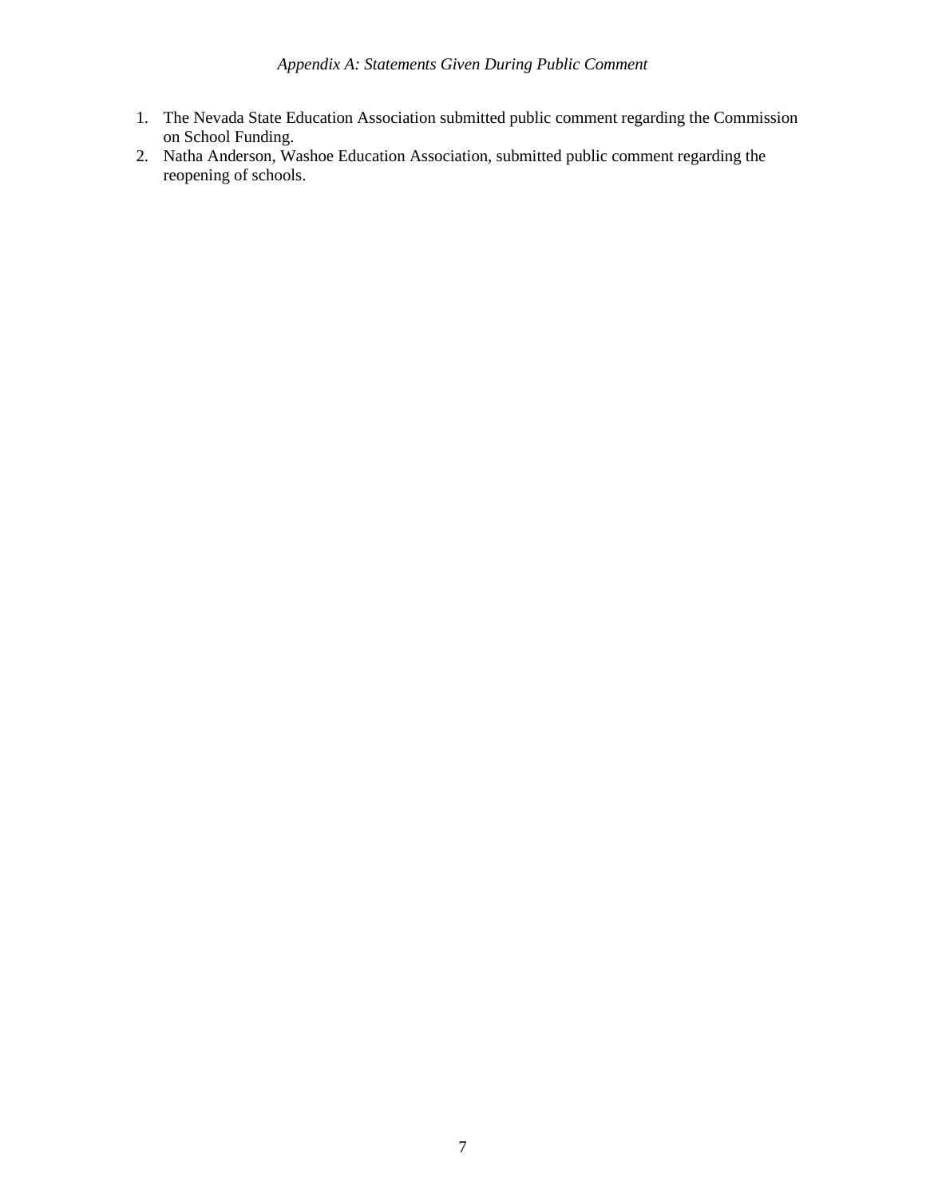*Appendix A: Statements Given During Public Comment*

1. The Nevada State Education Association submitted public comment regarding the Commission on School Funding.
2. Natha Anderson, Washoe Education Association, submitted public comment regarding the reopening of schools.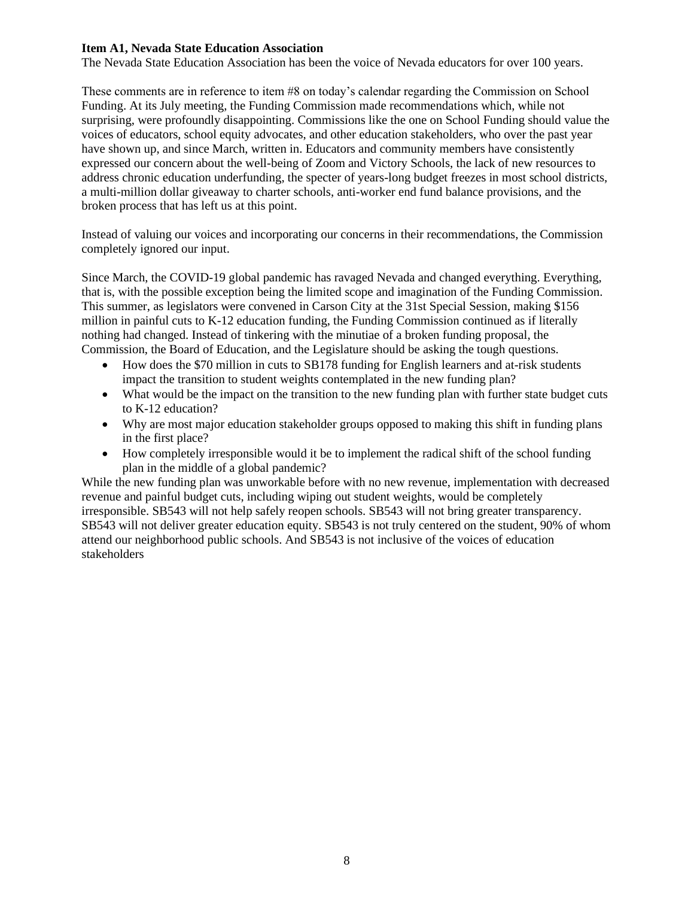**Item A1, Nevada State Education Association**

The Nevada State Education Association has been the voice of Nevada educators for over 100 years.

These comments are in reference to item #8 on today's calendar regarding the Commission on School Funding. At its July meeting, the Funding Commission made recommendations which, while not surprising, were profoundly disappointing. Commissions like the one on School Funding should value the voices of educators, school equity advocates, and other education stakeholders, who over the past year have shown up, and since March, written in. Educators and community members have consistently expressed our concern about the well-being of Zoom and Victory Schools, the lack of new resources to address chronic education underfunding, the specter of years-long budget freezes in most school districts, a multi-million dollar giveaway to charter schools, anti-worker end fund balance provisions, and the broken process that has left us at this point.

Instead of valuing our voices and incorporating our concerns in their recommendations, the Commission completely ignored our input.

Since March, the COVID-19 global pandemic has ravaged Nevada and changed everything. Everything, that is, with the possible exception being the limited scope and imagination of the Funding Commission. This summer, as legislators were convened in Carson City at the 31st Special Session, making $156 million in painful cuts to K-12 education funding, the Funding Commission continued as if literally nothing had changed. Instead of tinkering with the minutiae of a broken funding proposal, the Commission, the Board of Education, and the Legislature should be asking the tough questions.

- How does the $70 million in cuts to SB178 funding for English learners and at-risk students impact the transition to student weights contemplated in the new funding plan?
- What would be the impact on the transition to the new funding plan with further state budget cuts to K-12 education?
- Why are most major education stakeholder groups opposed to making this shift in funding plans in the first place?
- How completely irresponsible would it be to implement the radical shift of the school funding plan in the middle of a global pandemic?

While the new funding plan was unworkable before with no new revenue, implementation with decreased revenue and painful budget cuts, including wiping out student weights, would be completely irresponsible. SB543 will not help safely reopen schools. SB543 will not bring greater transparency. SB543 will not deliver greater education equity. SB543 is not truly centered on the student, 90% of whom attend our neighborhood public schools. And SB543 is not inclusive of the voices of education stakeholders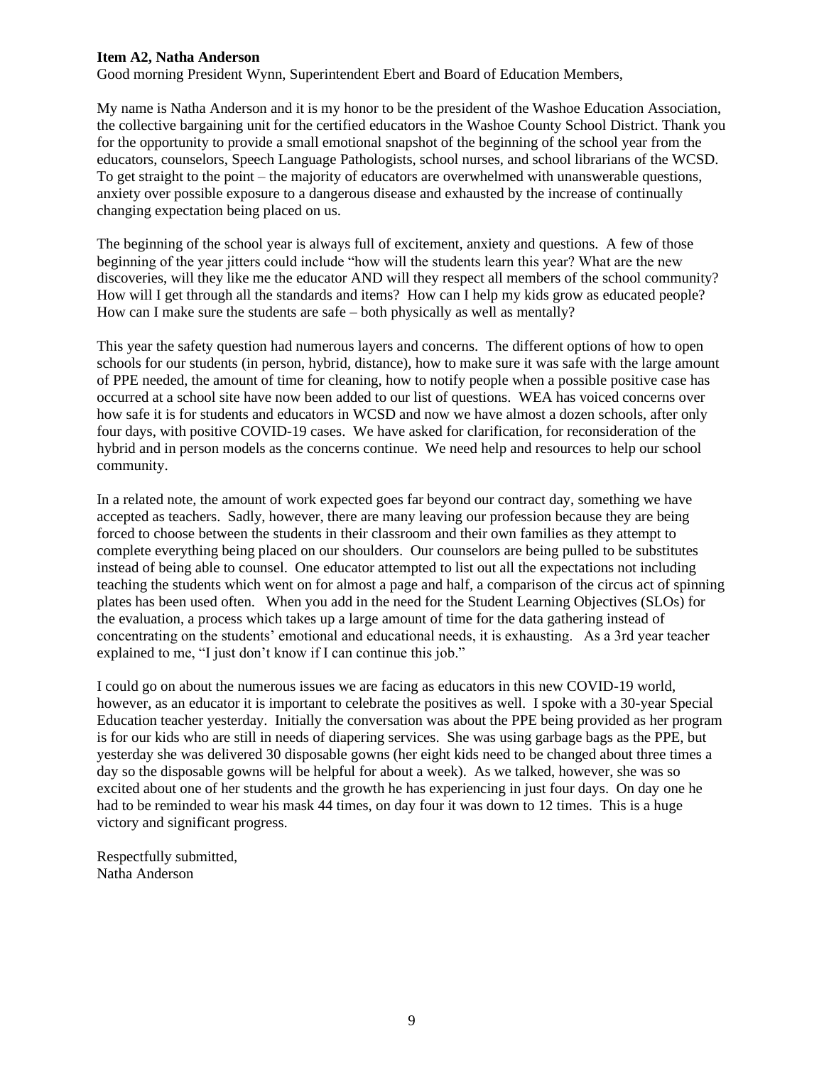**Item A2, Natha Anderson**

Good morning President Wynn, Superintendent Ebert and Board of Education Members,

My name is Natha Anderson and it is my honor to be the president of the Washoe Education Association, the collective bargaining unit for the certified educators in the Washoe County School District. Thank you for the opportunity to provide a small emotional snapshot of the beginning of the school year from the educators, counselors, Speech Language Pathologists, school nurses, and school librarians of the WCSD. To get straight to the point – the majority of educators are overwhelmed with unanswerable questions, anxiety over possible exposure to a dangerous disease and exhausted by the increase of continually changing expectation being placed on us.

The beginning of the school year is always full of excitement, anxiety and questions. A few of those beginning of the year jitters could include "how will the students learn this year? What are the new discoveries, will they like me the educator AND will they respect all members of the school community? How will I get through all the standards and items? How can I help my kids grow as educated people? How can I make sure the students are safe – both physically as well as mentally?

This year the safety question had numerous layers and concerns. The different options of how to open schools for our students (in person, hybrid, distance), how to make sure it was safe with the large amount of PPE needed, the amount of time for cleaning, how to notify people when a possible positive case has occurred at a school site have now been added to our list of questions. WEA has voiced concerns over how safe it is for students and educators in WCSD and now we have almost a dozen schools, after only four days, with positive COVID-19 cases. We have asked for clarification, for reconsideration of the hybrid and in person models as the concerns continue. We need help and resources to help our school community.

In a related note, the amount of work expected goes far beyond our contract day, something we have accepted as teachers. Sadly, however, there are many leaving our profession because they are being forced to choose between the students in their classroom and their own families as they attempt to complete everything being placed on our shoulders. Our counselors are being pulled to be substitutes instead of being able to counsel. One educator attempted to list out all the expectations not including teaching the students which went on for almost a page and half, a comparison of the circus act of spinning plates has been used often. When you add in the need for the Student Learning Objectives (SLOs) for the evaluation, a process which takes up a large amount of time for the data gathering instead of concentrating on the students' emotional and educational needs, it is exhausting. As a 3rd year teacher explained to me, "I just don't know if I can continue this job."

I could go on about the numerous issues we are facing as educators in this new COVID-19 world, however, as an educator it is important to celebrate the positives as well. I spoke with a 30-year Special Education teacher yesterday. Initially the conversation was about the PPE being provided as her program is for our kids who are still in needs of diapering services. She was using garbage bags as the PPE, but yesterday she was delivered 30 disposable gowns (her eight kids need to be changed about three times a day so the disposable gowns will be helpful for about a week). As we talked, however, she was so excited about one of her students and the growth he has experiencing in just four days. On day one he had to be reminded to wear his mask 44 times, on day four it was down to 12 times. This is a huge victory and significant progress.

Respectfully submitted,
Natha Anderson